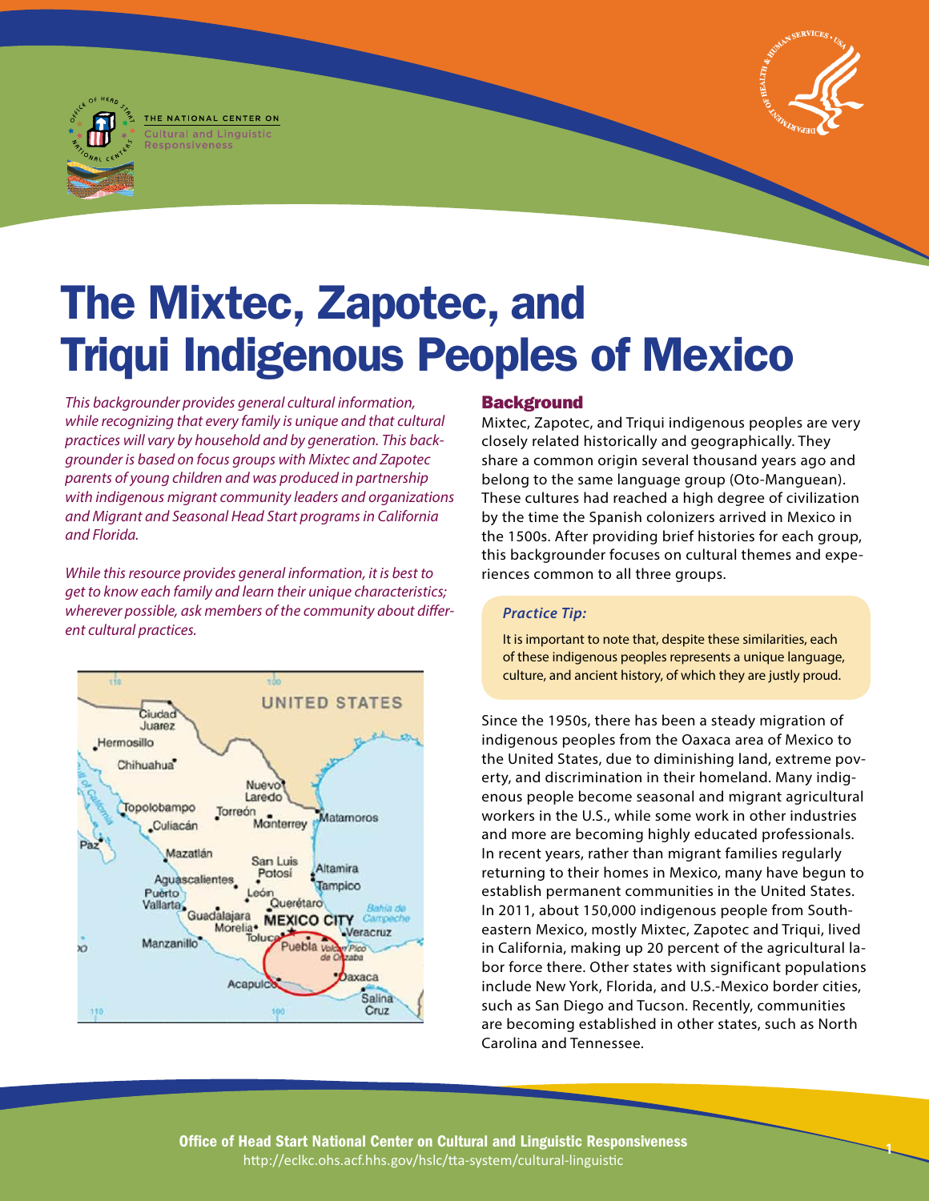THE NATIONAL CENTER ON
Cultural and Linguistic Responsiveness

# The Mixtec, Zapotec, and Triqui Indigenous Peoples of Mexico

*This backgrounder provides general cultural information, while recognizing that every family is unique and that cultural practices will vary by household and by generation. This backgrounder is based on focus groups with Mixtec and Zapotec parents of young children and was produced in partnership with indigenous migrant community leaders and organizations and Migrant and Seasonal Head Start programs in California and Florida.*

*While this resource provides general information, it is best to get to know each family and learn their unique characteristics; wherever possible, ask members of the community about different cultural practices.*

## Background

Mixtec, Zapotec, and Triqui indigenous peoples are very closely related historically and geographically. They share a common origin several thousand years ago and belong to the same language group (Oto-Manguean). These cultures had reached a high degree of civilization by the time the Spanish colonizers arrived in Mexico in the 1500s. After providing brief histories for each group, this backgrounder focuses on cultural themes and experiences common to all three groups.

> ***Practice Tip:***
>
> It is important to note that, despite these similarities, each of these indigenous peoples represents a unique language, culture, and ancient history, of which they are justly proud.

Since the 1950s, there has been a steady migration of indigenous peoples from the Oaxaca area of Mexico to the United States, due to diminishing land, extreme poverty, and discrimination in their homeland. Many indigenous people become seasonal and migrant agricultural workers in the U.S., while some work in other industries and more are becoming highly educated professionals. In recent years, rather than migrant families regularly returning to their homes in Mexico, many have begun to establish permanent communities in the United States. In 2011, about 150,000 indigenous people from Southeastern Mexico, mostly Mixtec, Zapotec and Triqui, lived in California, making up 20 percent of the agricultural labor force there. Other states with significant populations include New York, Florida, and U.S.-Mexico border cities, such as San Diego and Tucson. Recently, communities are becoming established in other states, such as North Carolina and Tennessee.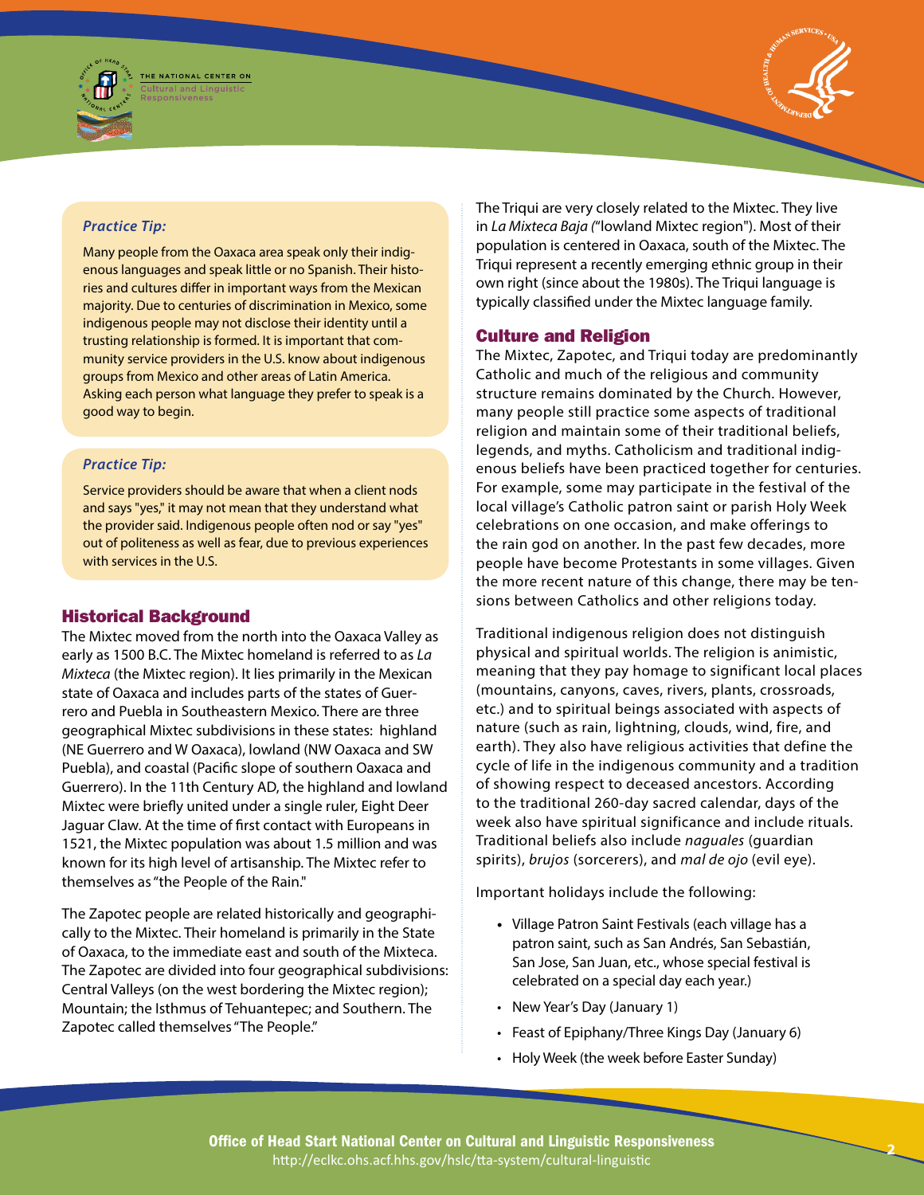*Practice Tip:*

Many people from the Oaxaca area speak only their indigenous languages and speak little or no Spanish. Their histories and cultures differ in important ways from the Mexican majority. Due to centuries of discrimination in Mexico, some indigenous people may not disclose their identity until a trusting relationship is formed. It is important that community service providers in the U.S. know about indigenous groups from Mexico and other areas of Latin America. Asking each person what language they prefer to speak is a good way to begin.

*Practice Tip:*

Service providers should be aware that when a client nods and says "yes," it may not mean that they understand what the provider said. Indigenous people often nod or say "yes" out of politeness as well as fear, due to previous experiences with services in the U.S.

## Historical Background

The Mixtec moved from the north into the Oaxaca Valley as early as 1500 B.C. The Mixtec homeland is referred to as *La Mixteca* (the Mixtec region). It lies primarily in the Mexican state of Oaxaca and includes parts of the states of Guerrero and Puebla in Southeastern Mexico. There are three geographical Mixtec subdivisions in these states: highland (NE Guerrero and W Oaxaca), lowland (NW Oaxaca and SW Puebla), and coastal (Pacific slope of southern Oaxaca and Guerrero). In the 11th Century AD, the highland and lowland Mixtec were briefly united under a single ruler, Eight Deer Jaguar Claw. At the time of first contact with Europeans in 1521, the Mixtec population was about 1.5 million and was known for its high level of artisanship. The Mixtec refer to themselves as "the People of the Rain."

The Zapotec people are related historically and geographically to the Mixtec. Their homeland is primarily in the State of Oaxaca, to the immediate east and south of the Mixteca. The Zapotec are divided into four geographical subdivisions: Central Valleys (on the west bordering the Mixtec region); Mountain; the Isthmus of Tehuantepec; and Southern. The Zapotec called themselves "The People."

The Triqui are very closely related to the Mixtec. They live in *La Mixteca Baja* ("lowland Mixtec region"). Most of their population is centered in Oaxaca, south of the Mixtec. The Triqui represent a recently emerging ethnic group in their own right (since about the 1980s). The Triqui language is typically classified under the Mixtec language family.

## Culture and Religion

The Mixtec, Zapotec, and Triqui today are predominantly Catholic and much of the religious and community structure remains dominated by the Church. However, many people still practice some aspects of traditional religion and maintain some of their traditional beliefs, legends, and myths. Catholicism and traditional indigenous beliefs have been practiced together for centuries. For example, some may participate in the festival of the local village's Catholic patron saint or parish Holy Week celebrations on one occasion, and make offerings to the rain god on another. In the past few decades, more people have become Protestants in some villages. Given the more recent nature of this change, there may be tensions between Catholics and other religions today.

Traditional indigenous religion does not distinguish physical and spiritual worlds. The religion is animistic, meaning that they pay homage to significant local places (mountains, canyons, caves, rivers, plants, crossroads, etc.) and to spiritual beings associated with aspects of nature (such as rain, lightning, clouds, wind, fire, and earth). They also have religious activities that define the cycle of life in the indigenous community and a tradition of showing respect to deceased ancestors. According to the traditional 260-day sacred calendar, days of the week also have spiritual significance and include rituals. Traditional beliefs also include *naguales* (guardian spirits), *brujos* (sorcerers), and *mal de ojo* (evil eye).

Important holidays include the following:

- Village Patron Saint Festivals (each village has a patron saint, such as San Andrés, San Sebastián, San Jose, San Juan, etc., whose special festival is celebrated on a special day each year.)
- New Year's Day (January 1)
- Feast of Epiphany/Three Kings Day (January 6)
- Holy Week (the week before Easter Sunday)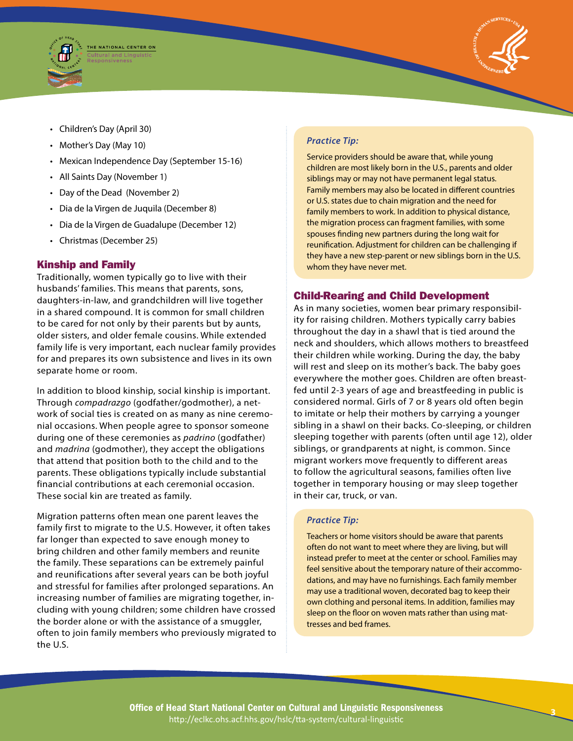- Children's Day (April 30)
- Mother's Day (May 10)
- Mexican Independence Day (September 15-16)
- All Saints Day (November 1)
- Day of the Dead (November 2)
- Dia de la Virgen de Juquila (December 8)
- Dia de la Virgen de Guadalupe (December 12)
- Christmas (December 25)

## Kinship and Family

Traditionally, women typically go to live with their husbands' families. This means that parents, sons, daughters-in-law, and grandchildren will live together in a shared compound. It is common for small children to be cared for not only by their parents but by aunts, older sisters, and older female cousins. While extended family life is very important, each nuclear family provides for and prepares its own subsistence and lives in its own separate home or room.

In addition to blood kinship, social kinship is important. Through *compadrazgo* (godfather/godmother), a network of social ties is created on as many as nine ceremonial occasions. When people agree to sponsor someone during one of these ceremonies as *padrino* (godfather) and *madrina* (godmother), they accept the obligations that attend that position both to the child and to the parents. These obligations typically include substantial financial contributions at each ceremonial occasion. These social kin are treated as family.

Migration patterns often mean one parent leaves the family first to migrate to the U.S. However, it often takes far longer than expected to save enough money to bring children and other family members and reunite the family. These separations can be extremely painful and reunifications after several years can be both joyful and stressful for families after prolonged separations. An increasing number of families are migrating together, including with young children; some children have crossed the border alone or with the assistance of a smuggler, often to join family members who previously migrated to the U.S.

***Practice Tip:***

Service providers should be aware that, while young children are most likely born in the U.S., parents and older siblings may or may not have permanent legal status. Family members may also be located in different countries or U.S. states due to chain migration and the need for family members to work. In addition to physical distance, the migration process can fragment families, with some spouses finding new partners during the long wait for reunification. Adjustment for children can be challenging if they have a new step-parent or new siblings born in the U.S. whom they have never met.

## Child-Rearing and Child Development

As in many societies, women bear primary responsibility for raising children. Mothers typically carry babies throughout the day in a shawl that is tied around the neck and shoulders, which allows mothers to breastfeed their children while working. During the day, the baby will rest and sleep on its mother's back. The baby goes everywhere the mother goes. Children are often breastfed until 2-3 years of age and breastfeeding in public is considered normal. Girls of 7 or 8 years old often begin to imitate or help their mothers by carrying a younger sibling in a shawl on their backs. Co-sleeping, or children sleeping together with parents (often until age 12), older siblings, or grandparents at night, is common. Since migrant workers move frequently to different areas to follow the agricultural seasons, families often live together in temporary housing or may sleep together in their car, truck, or van.

***Practice Tip:***

Teachers or home visitors should be aware that parents often do not want to meet where they are living, but will instead prefer to meet at the center or school. Families may feel sensitive about the temporary nature of their accommodations, and may have no furnishings. Each family member may use a traditional woven, decorated bag to keep their own clothing and personal items. In addition, families may sleep on the floor on woven mats rather than using mattresses and bed frames.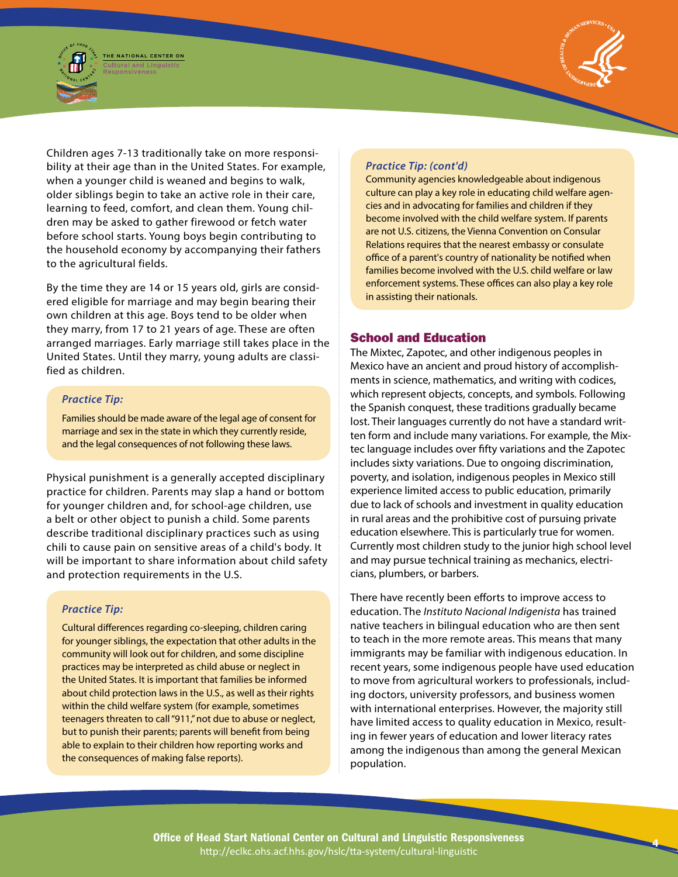Children ages 7-13 traditionally take on more responsibility at their age than in the United States. For example, when a younger child is weaned and begins to walk, older siblings begin to take an active role in their care, learning to feed, comfort, and clean them. Young children may be asked to gather firewood or fetch water before school starts. Young boys begin contributing to the household economy by accompanying their fathers to the agricultural fields.

By the time they are 14 or 15 years old, girls are considered eligible for marriage and may begin bearing their own children at this age. Boys tend to be older when they marry, from 17 to 21 years of age. These are often arranged marriages. Early marriage still takes place in the United States. Until they marry, young adults are classified as children.

> ***Practice Tip:***
>
> Families should be made aware of the legal age of consent for marriage and sex in the state in which they currently reside, and the legal consequences of not following these laws.

Physical punishment is a generally accepted disciplinary practice for children. Parents may slap a hand or bottom for younger children and, for school-age children, use a belt or other object to punish a child. Some parents describe traditional disciplinary practices such as using chili to cause pain on sensitive areas of a child's body. It will be important to share information about child safety and protection requirements in the U.S.

> ***Practice Tip:***
>
> Cultural differences regarding co-sleeping, children caring for younger siblings, the expectation that other adults in the community will look out for children, and some discipline practices may be interpreted as child abuse or neglect in the United States. It is important that families be informed about child protection laws in the U.S., as well as their rights within the child welfare system (for example, sometimes teenagers threaten to call "911," not due to abuse or neglect, but to punish their parents; parents will benefit from being able to explain to their children how reporting works and the consequences of making false reports).

> ***Practice Tip: (cont'd)***
>
> Community agencies knowledgeable about indigenous culture can play a key role in educating child welfare agencies and in advocating for families and children if they become involved with the child welfare system. If parents are not U.S. citizens, the Vienna Convention on Consular Relations requires that the nearest embassy or consulate office of a parent's country of nationality be notified when families become involved with the U.S. child welfare or law enforcement systems. These offices can also play a key role in assisting their nationals.

## School and Education

The Mixtec, Zapotec, and other indigenous peoples in Mexico have an ancient and proud history of accomplishments in science, mathematics, and writing with codices, which represent objects, concepts, and symbols. Following the Spanish conquest, these traditions gradually became lost. Their languages currently do not have a standard written form and include many variations. For example, the Mixtec language includes over fifty variations and the Zapotec includes sixty variations. Due to ongoing discrimination, poverty, and isolation, indigenous peoples in Mexico still experience limited access to public education, primarily due to lack of schools and investment in quality education in rural areas and the prohibitive cost of pursuing private education elsewhere. This is particularly true for women. Currently most children study to the junior high school level and may pursue technical training as mechanics, electricians, plumbers, or barbers.

There have recently been efforts to improve access to education. The *Instituto Nacional Indigenista* has trained native teachers in bilingual education who are then sent to teach in the more remote areas. This means that many immigrants may be familiar with indigenous education. In recent years, some indigenous people have used education to move from agricultural workers to professionals, including doctors, university professors, and business women with international enterprises. However, the majority still have limited access to quality education in Mexico, resulting in fewer years of education and lower literacy rates among the indigenous than among the general Mexican population.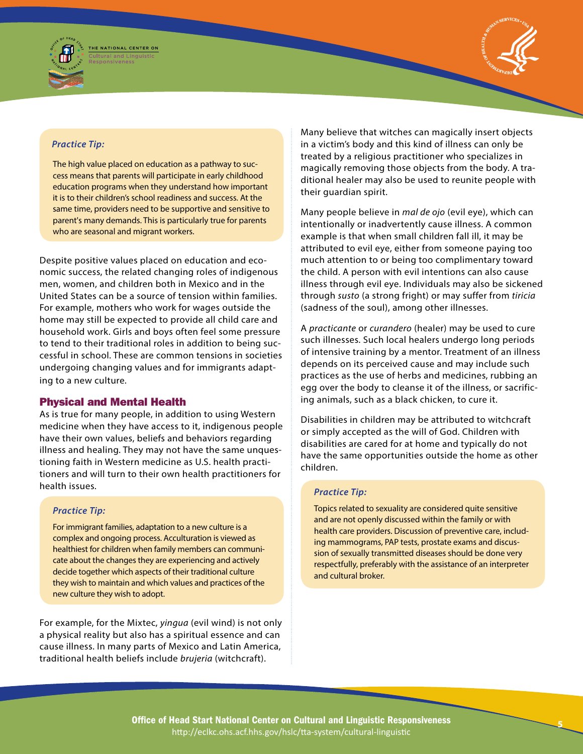**Practice Tip:**

The high value placed on education as a pathway to success means that parents will participate in early childhood education programs when they understand how important it is to their children's school readiness and success. At the same time, providers need to be supportive and sensitive to parent's many demands. This is particularly true for parents who are seasonal and migrant workers.

Despite positive values placed on education and economic success, the related changing roles of indigenous men, women, and children both in Mexico and in the United States can be a source of tension within families. For example, mothers who work for wages outside the home may still be expected to provide all child care and household work. Girls and boys often feel some pressure to tend to their traditional roles in addition to being successful in school. These are common tensions in societies undergoing changing values and for immigrants adapting to a new culture.

## Physical and Mental Health

As is true for many people, in addition to using Western medicine when they have access to it, indigenous people have their own values, beliefs and behaviors regarding illness and healing. They may not have the same unquestioning faith in Western medicine as U.S. health practitioners and will turn to their own health practitioners for health issues.

**Practice Tip:**

For immigrant families, adaptation to a new culture is a complex and ongoing process. Acculturation is viewed as healthiest for children when family members can communicate about the changes they are experiencing and actively decide together which aspects of their traditional culture they wish to maintain and which values and practices of the new culture they wish to adopt.

For example, for the Mixtec, *yingua* (evil wind) is not only a physical reality but also has a spiritual essence and can cause illness. In many parts of Mexico and Latin America, traditional health beliefs include *brujeria* (witchcraft).

Many believe that witches can magically insert objects in a victim's body and this kind of illness can only be treated by a religious practitioner who specializes in magically removing those objects from the body. A traditional healer may also be used to reunite people with their guardian spirit.

Many people believe in *mal de ojo* (evil eye), which can intentionally or inadvertently cause illness. A common example is that when small children fall ill, it may be attributed to evil eye, either from someone paying too much attention to or being too complimentary toward the child. A person with evil intentions can also cause illness through evil eye. Individuals may also be sickened through *susto* (a strong fright) or may suffer from *tiricia* (sadness of the soul), among other illnesses.

A *practicante* or *curandero* (healer) may be used to cure such illnesses. Such local healers undergo long periods of intensive training by a mentor. Treatment of an illness depends on its perceived cause and may include such practices as the use of herbs and medicines, rubbing an egg over the body to cleanse it of the illness, or sacrificing animals, such as a black chicken, to cure it.

Disabilities in children may be attributed to witchcraft or simply accepted as the will of God. Children with disabilities are cared for at home and typically do not have the same opportunities outside the home as other children.

**Practice Tip:**

Topics related to sexuality are considered quite sensitive and are not openly discussed within the family or with health care providers. Discussion of preventive care, including mammograms, PAP tests, prostate exams and discussion of sexually transmitted diseases should be done very respectfully, preferably with the assistance of an interpreter and cultural broker.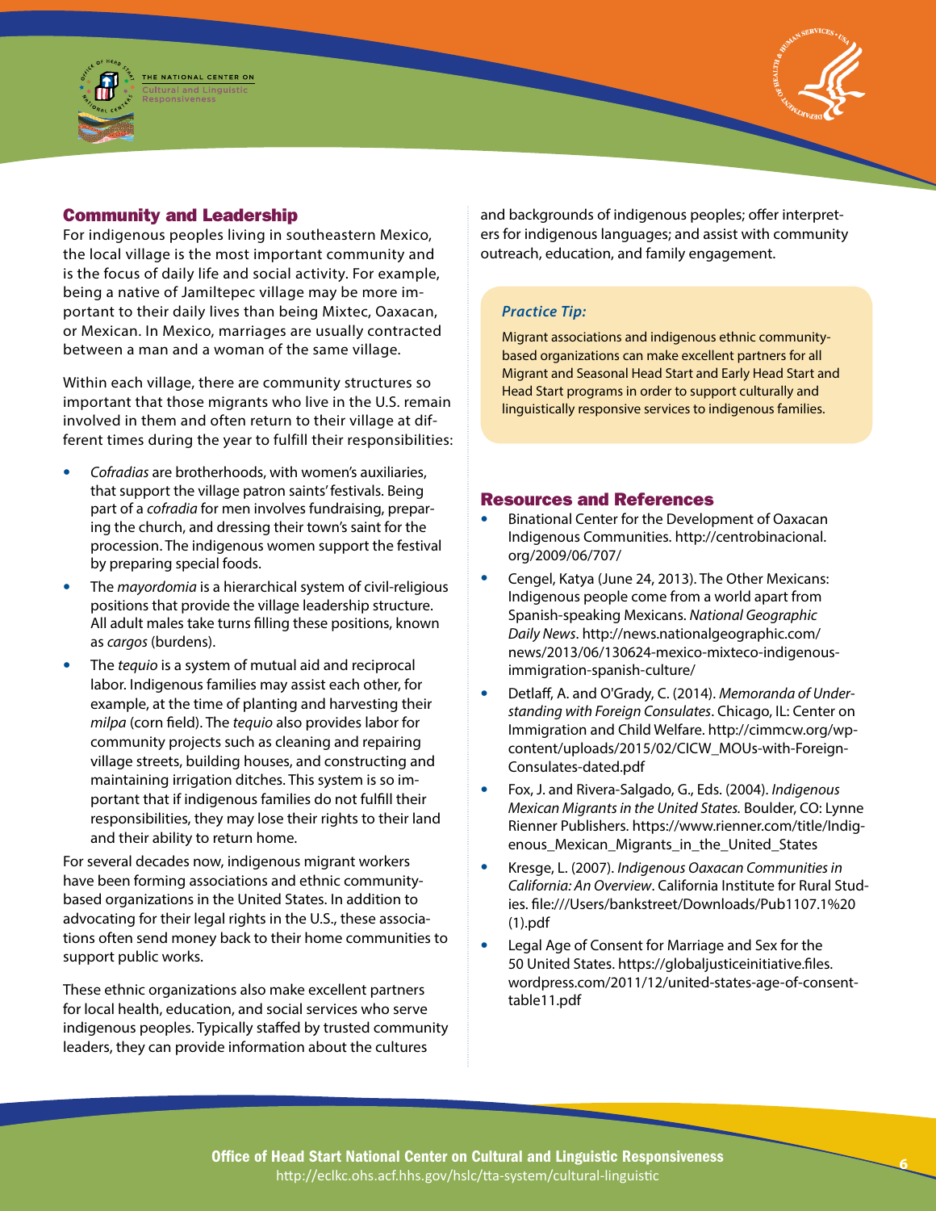## Community and Leadership

For indigenous peoples living in southeastern Mexico, the local village is the most important community and is the focus of daily life and social activity. For example, being a native of Jamiltepec village may be more important to their daily lives than being Mixtec, Oaxacan, or Mexican. In Mexico, marriages are usually contracted between a man and a woman of the same village.

Within each village, there are community structures so important that those migrants who live in the U.S. remain involved in them and often return to their village at different times during the year to fulfill their responsibilities:

- *Cofradias* are brotherhoods, with women's auxiliaries, that support the village patron saints' festivals. Being part of a *cofradia* for men involves fundraising, preparing the church, and dressing their town's saint for the procession. The indigenous women support the festival by preparing special foods.
- The *mayordomia* is a hierarchical system of civil-religious positions that provide the village leadership structure. All adult males take turns filling these positions, known as *cargos* (burdens).
- The *tequio* is a system of mutual aid and reciprocal labor. Indigenous families may assist each other, for example, at the time of planting and harvesting their *milpa* (corn field). The *tequio* also provides labor for community projects such as cleaning and repairing village streets, building houses, and constructing and maintaining irrigation ditches. This system is so important that if indigenous families do not fulfill their responsibilities, they may lose their rights to their land and their ability to return home.

For several decades now, indigenous migrant workers have been forming associations and ethnic community-based organizations in the United States. In addition to advocating for their legal rights in the U.S., these associations often send money back to their home communities to support public works.

These ethnic organizations also make excellent partners for local health, education, and social services who serve indigenous peoples. Typically staffed by trusted community leaders, they can provide information about the cultures and backgrounds of indigenous peoples; offer interpreters for indigenous languages; and assist with community outreach, education, and family engagement.

> ***Practice Tip:***
>
> Migrant associations and indigenous ethnic community-based organizations can make excellent partners for all Migrant and Seasonal Head Start and Early Head Start and Head Start programs in order to support culturally and linguistically responsive services to indigenous families.

## Resources and References

- Binational Center for the Development of Oaxacan Indigenous Communities. http://centrobinacional.org/2009/06/707/
- Cengel, Katya (June 24, 2013). The Other Mexicans: Indigenous people come from a world apart from Spanish-speaking Mexicans. *National Geographic Daily News*. http://news.nationalgeographic.com/news/2013/06/130624-mexico-mixteco-indigenous-immigration-spanish-culture/
- Detlaff, A. and O'Grady, C. (2014). *Memoranda of Understanding with Foreign Consulates*. Chicago, IL: Center on Immigration and Child Welfare. http://cimmcw.org/wp-content/uploads/2015/02/CICW_MOUs-with-Foreign-Consulates-dated.pdf
- Fox, J. and Rivera-Salgado, G., Eds. (2004). *Indigenous Mexican Migrants in the United States.* Boulder, CO: Lynne Rienner Publishers. https://www.rienner.com/title/Indigenous_Mexican_Migrants_in_the_United_States
- Kresge, L. (2007). *Indigenous Oaxacan Communities in California: An Overview*. California Institute for Rural Studies. file:///Users/bankstreet/Downloads/Pub1107.1%20(1).pdf
- Legal Age of Consent for Marriage and Sex for the 50 United States. https://globaljusticeinitiative.files.wordpress.com/2011/12/united-states-age-of-consent-table11.pdf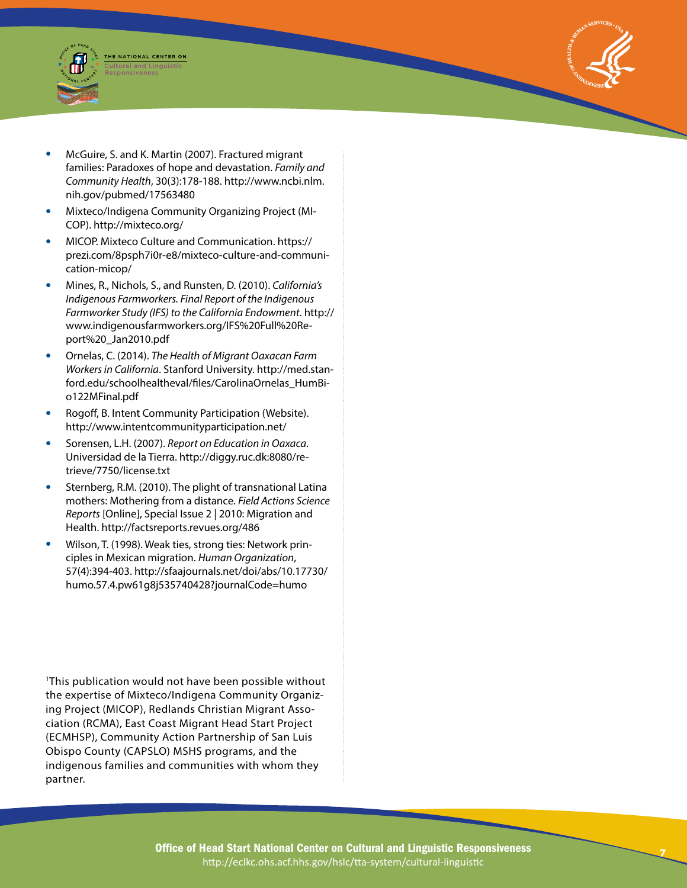- McGuire, S. and K. Martin (2007). Fractured migrant families: Paradoxes of hope and devastation. *Family and Community Health*, 30(3):178-188. http://www.ncbi.nlm.nih.gov/pubmed/17563480
- Mixteco/Indigena Community Organizing Project (MICOP). http://mixteco.org/
- MICOP. Mixteco Culture and Communication. https://prezi.com/8psph7i0r-e8/mixteco-culture-and-communication-micop/
- Mines, R., Nichols, S., and Runsten, D. (2010). *California's Indigenous Farmworkers. Final Report of the Indigenous Farmworker Study (IFS) to the California Endowment*. http://www.indigenousfarmworkers.org/IFS%20Full%20Report%20_Jan2010.pdf
- Ornelas, C. (2014). *The Health of Migrant Oaxacan Farm Workers in California*. Stanford University. http://med.stanford.edu/schoolhealtheval/files/CarolinaOrnelas_HumBio122MFinal.pdf
- Rogoff, B. Intent Community Participation (Website). http://www.intentcommunityparticipation.net/
- Sorensen, L.H. (2007). *Report on Education in Oaxaca*. Universidad de la Tierra. http://diggy.ruc.dk:8080/retrieve/7750/license.txt
- Sternberg, R.M. (2010). The plight of transnational Latina mothers: Mothering from a distance. *Field Actions Science Reports* [Online], Special Issue 2 | 2010: Migration and Health. http://factsreports.revues.org/486
- Wilson, T. (1998). Weak ties, strong ties: Network principles in Mexican migration. *Human Organization*, 57(4):394-403. http://sfaajournals.net/doi/abs/10.17730/humo.57.4.pw61g8j535740428?journalCode=humo

[1]This publication would not have been possible without the expertise of Mixteco/Indigena Community Organizing Project (MICOP), Redlands Christian Migrant Association (RCMA), East Coast Migrant Head Start Project (ECMHSP), Community Action Partnership of San Luis Obispo County (CAPSLO) MSHS programs, and the indigenous families and communities with whom they partner.